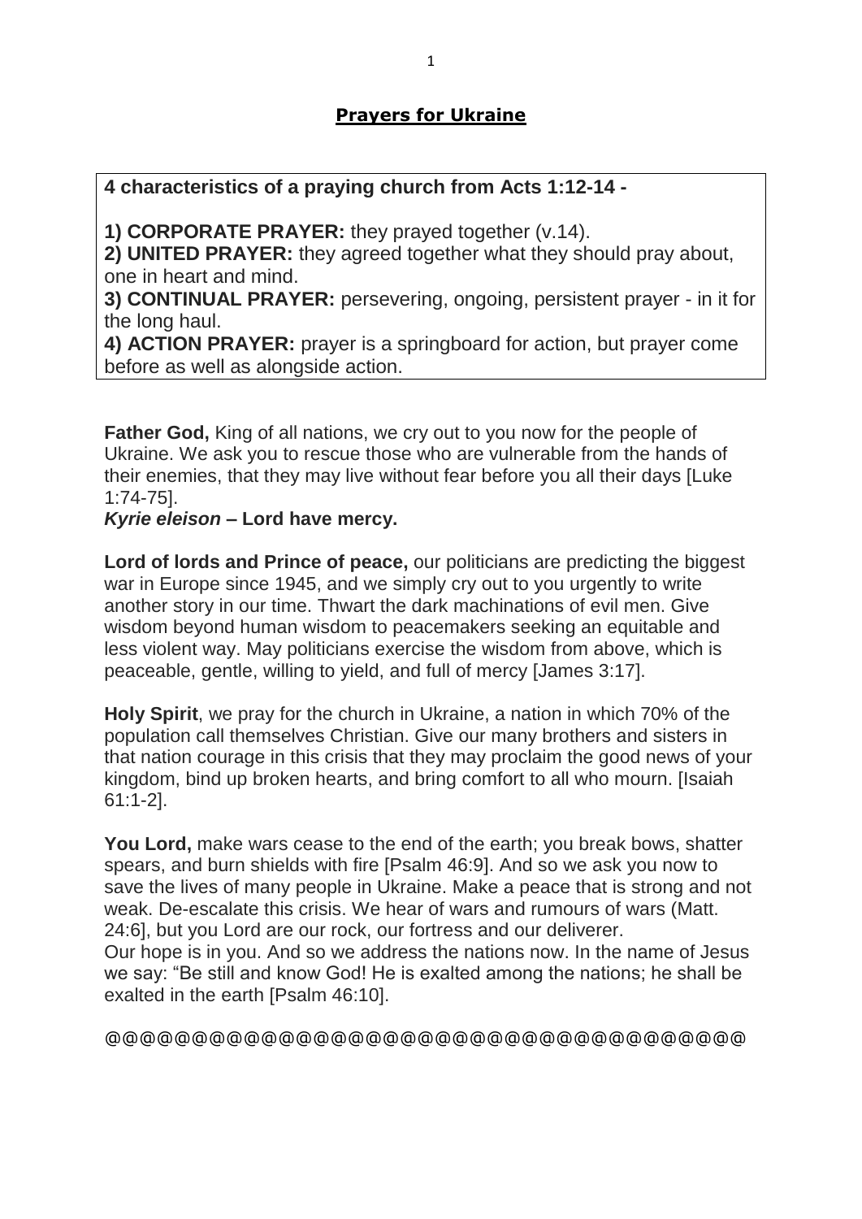## **Prayers for Ukraine**

**4 characteristics of a praying church from Acts 1:12-14 -**

**1) CORPORATE PRAYER:** they prayed together (v.14).
**2) UNITED PRAYER:** they agreed together what they should pray about, one in heart and mind.
**3) CONTINUAL PRAYER:** persevering, ongoing, persistent prayer - in it for the long haul.
**4) ACTION PRAYER:** prayer is a springboard for action, but prayer come before as well as alongside action.

**Father God,** King of all nations, we cry out to you now for the people of Ukraine. We ask you to rescue those who are vulnerable from the hands of their enemies, that they may live without fear before you all their days [Luke 1:74-75].
***Kyrie eleison* – Lord have mercy.**

**Lord of lords and Prince of peace,** our politicians are predicting the biggest war in Europe since 1945, and we simply cry out to you urgently to write another story in our time. Thwart the dark machinations of evil men. Give wisdom beyond human wisdom to peacemakers seeking an equitable and less violent way. May politicians exercise the wisdom from above, which is peaceable, gentle, willing to yield, and full of mercy [James 3:17].

**Holy Spirit**, we pray for the church in Ukraine, a nation in which 70% of the population call themselves Christian. Give our many brothers and sisters in that nation courage in this crisis that they may proclaim the good news of your kingdom, bind up broken hearts, and bring comfort to all who mourn. [Isaiah 61:1-2].

**You Lord,** make wars cease to the end of the earth; you break bows, shatter spears, and burn shields with fire [Psalm 46:9]. And so we ask you now to save the lives of many people in Ukraine. Make a peace that is strong and not weak. De-escalate this crisis. We hear of wars and rumours of wars (Matt. 24:6], but you Lord are our rock, our fortress and our deliverer.
Our hope is in you. And so we address the nations now. In the name of Jesus we say: "Be still and know God! He is exalted among the nations; he shall be exalted in the earth [Psalm 46:10].

@@@@@@@@@@@@@@@@@@@@@@@@@@@@@@@@@@@@@@@@@@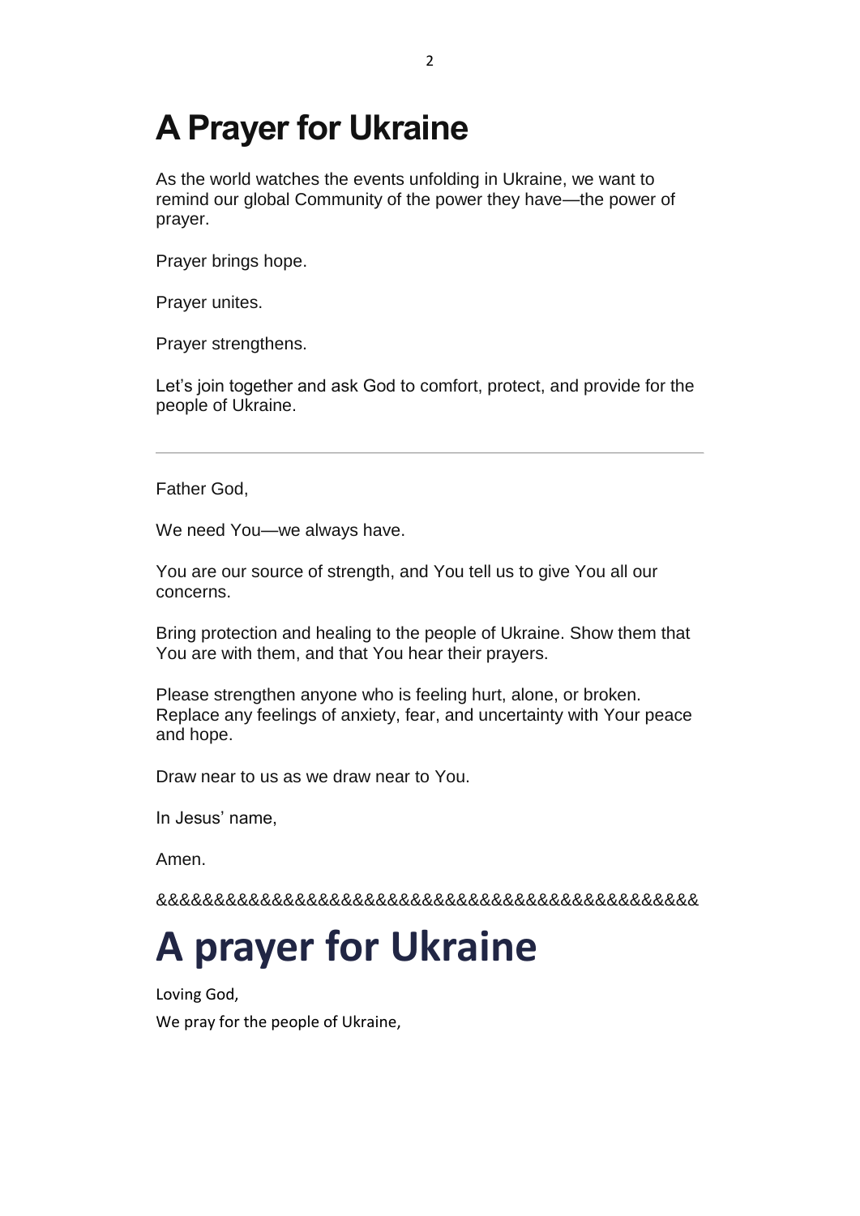# A Prayer for Ukraine

As the world watches the events unfolding in Ukraine, we want to remind our global Community of the power they have—the power of prayer.

Prayer brings hope.

Prayer unites.

Prayer strengthens.

Let's join together and ask God to comfort, protect, and provide for the people of Ukraine.

---

Father God,

We need You—we always have.

You are our source of strength, and You tell us to give You all our concerns.

Bring protection and healing to the people of Ukraine. Show them that You are with them, and that You hear their prayers.

Please strengthen anyone who is feeling hurt, alone, or broken. Replace any feelings of anxiety, fear, and uncertainty with Your peace and hope.

Draw near to us as we draw near to You.

In Jesus' name,

Amen.

&&&&&&&&&&&&&&&&&&&&&&&&&&&&&&&&&&&&&&&&&&&&&&&&

# A prayer for Ukraine

Loving God,

We pray for the people of Ukraine,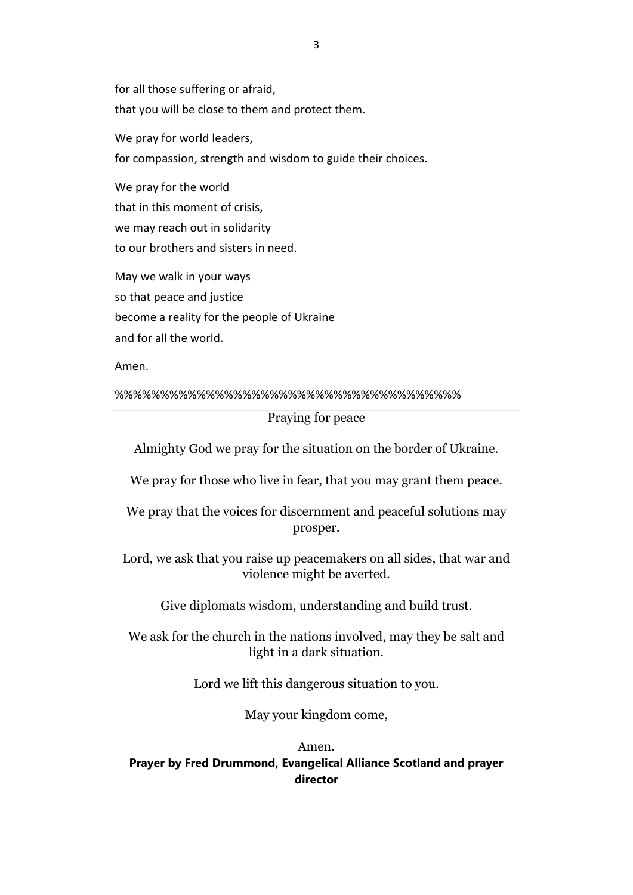for all those suffering or afraid,
that you will be close to them and protect them.

We pray for world leaders,
for compassion, strength and wisdom to guide their choices.

We pray for the world
that in this moment of crisis,
we may reach out in solidarity
to our brothers and sisters in need.

May we walk in your ways
so that peace and justice
become a reality for the people of Ukraine
and for all the world.

Amen.

%%%%%%%%%%%%%%%%%%%%%%%%%%%%%%%%%%%%%%%%

Praying for peace

Almighty God we pray for the situation on the border of Ukraine.

We pray for those who live in fear, that you may grant them peace.

We pray that the voices for discernment and peaceful solutions may prosper.

Lord, we ask that you raise up peacemakers on all sides, that war and violence might be averted.

Give diplomats wisdom, understanding and build trust.

We ask for the church in the nations involved, may they be salt and light in a dark situation.

Lord we lift this dangerous situation to you.

May your kingdom come,

Amen.

**Prayer by Fred Drummond, Evangelical Alliance Scotland and prayer director**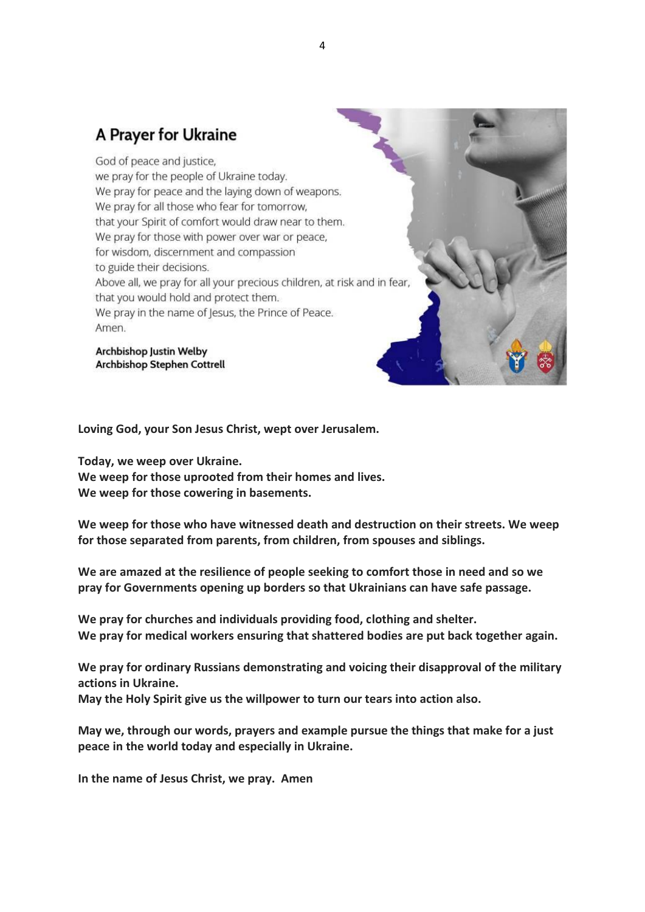## A Prayer for Ukraine

God of peace and justice,
we pray for the people of Ukraine today.
We pray for peace and the laying down of weapons.
We pray for all those who fear for tomorrow,
that your Spirit of comfort would draw near to them.
We pray for those with power over war or peace,
for wisdom, discernment and compassion
to guide their decisions.
Above all, we pray for all your precious children, at risk and in fear,
that you would hold and protect them.
We pray in the name of Jesus, the Prince of Peace.
Amen.

**Archbishop Justin Welby**
**Archbishop Stephen Cottrell**

**Loving God, your Son Jesus Christ, wept over Jerusalem.**

**Today, we weep over Ukraine.**
**We weep for those uprooted from their homes and lives.**
**We weep for those cowering in basements.**

**We weep for those who have witnessed death and destruction on their streets. We weep for those separated from parents, from children, from spouses and siblings.**

**We are amazed at the resilience of people seeking to comfort those in need and so we pray for Governments opening up borders so that Ukrainians can have safe passage.**

**We pray for churches and individuals providing food, clothing and shelter.**
**We pray for medical workers ensuring that shattered bodies are put back together again.**

**We pray for ordinary Russians demonstrating and voicing their disapproval of the military actions in Ukraine.**
**May the Holy Spirit give us the willpower to turn our tears into action also.**

**May we, through our words, prayers and example pursue the things that make for a just peace in the world today and especially in Ukraine.**

**In the name of Jesus Christ, we pray. Amen**